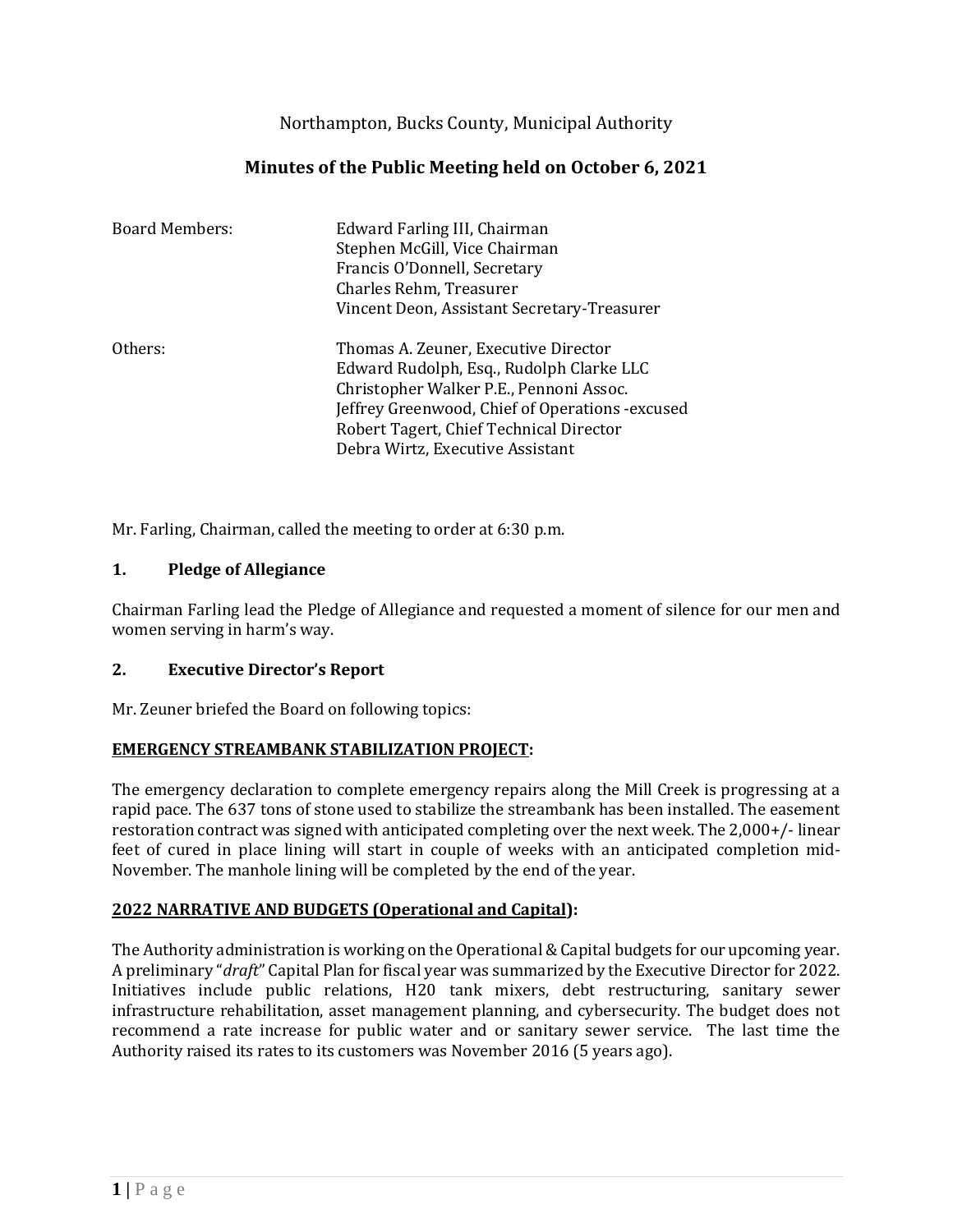Northampton, Bucks County, Municipal Authority

# Minutes of the Public Meeting held on October 6, 2021

| | |
|---|---|
| Board Members: | Edward Farling III, Chairman<br>Stephen McGill, Vice Chairman<br>Francis O'Donnell, Secretary<br>Charles Rehm, Treasurer<br>Vincent Deon, Assistant Secretary-Treasurer |
| Others: | Thomas A. Zeuner, Executive Director<br>Edward Rudolph, Esq., Rudolph Clarke LLC<br>Christopher Walker P.E., Pennoni Assoc.<br>Jeffrey Greenwood, Chief of Operations -excused<br>Robert Tagert, Chief Technical Director<br>Debra Wirtz, Executive Assistant |

Mr. Farling, Chairman, called the meeting to order at 6:30 p.m.

## 1. Pledge of Allegiance

Chairman Farling lead the Pledge of Allegiance and requested a moment of silence for our men and women serving in harm's way.

## 2. Executive Director's Report

Mr. Zeuner briefed the Board on following topics:

**EMERGENCY STREAMBANK STABILIZATION PROJECT:**

The emergency declaration to complete emergency repairs along the Mill Creek is progressing at a rapid pace. The 637 tons of stone used to stabilize the streambank has been installed. The easement restoration contract was signed with anticipated completing over the next week. The 2,000+/- linear feet of cured in place lining will start in couple of weeks with an anticipated completion mid-November. The manhole lining will be completed by the end of the year.

**2022 NARRATIVE AND BUDGETS (Operational and Capital):**

The Authority administration is working on the Operational & Capital budgets for our upcoming year. A preliminary "*draft*" Capital Plan for fiscal year was summarized by the Executive Director for 2022. Initiatives include public relations, H20 tank mixers, debt restructuring, sanitary sewer infrastructure rehabilitation, asset management planning, and cybersecurity. The budget does not recommend a rate increase for public water and or sanitary sewer service. The last time the Authority raised its rates to its customers was November 2016 (5 years ago).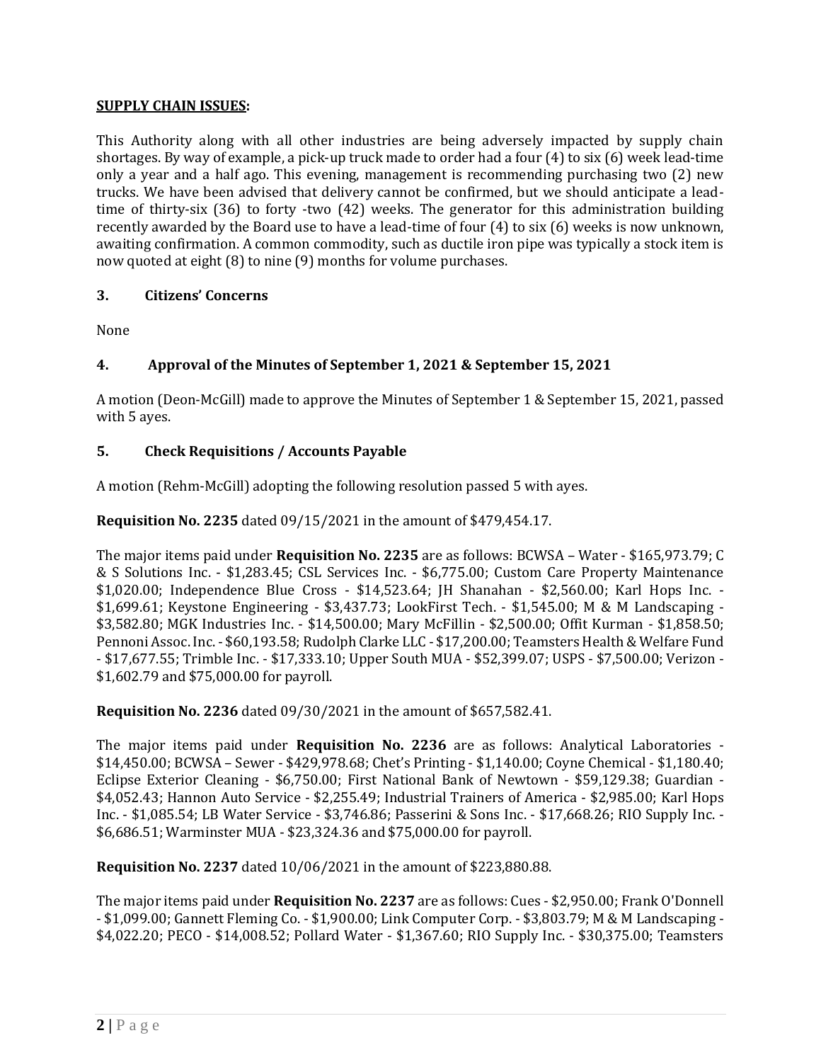**SUPPLY CHAIN ISSUES:**

This Authority along with all other industries are being adversely impacted by supply chain shortages. By way of example, a pick-up truck made to order had a four (4) to six (6) week lead-time only a year and a half ago. This evening, management is recommending purchasing two (2) new trucks. We have been advised that delivery cannot be confirmed, but we should anticipate a lead-time of thirty-six (36) to forty -two (42) weeks. The generator for this administration building recently awarded by the Board use to have a lead-time of four (4) to six (6) weeks is now unknown, awaiting confirmation. A common commodity, such as ductile iron pipe was typically a stock item is now quoted at eight (8) to nine (9) months for volume purchases.

### 3. Citizens' Concerns

None

### 4. Approval of the Minutes of September 1, 2021 & September 15, 2021

A motion (Deon-McGill) made to approve the Minutes of September 1 & September 15, 2021, passed with 5 ayes.

### 5. Check Requisitions / Accounts Payable

A motion (Rehm-McGill) adopting the following resolution passed 5 with ayes.

**Requisition No. 2235** dated 09/15/2021 in the amount of $479,454.17.

The major items paid under **Requisition No. 2235** are as follows: BCWSA – Water - $165,973.79; C & S Solutions Inc. - $1,283.45; CSL Services Inc. - $6,775.00; Custom Care Property Maintenance $1,020.00; Independence Blue Cross - $14,523.64; JH Shanahan - $2,560.00; Karl Hops Inc. - $1,699.61; Keystone Engineering - $3,437.73; LookFirst Tech. - $1,545.00; M & M Landscaping - $3,582.80; MGK Industries Inc. - $14,500.00; Mary McFillin - $2,500.00; Offit Kurman - $1,858.50; Pennoni Assoc. Inc. - $60,193.58; Rudolph Clarke LLC - $17,200.00; Teamsters Health & Welfare Fund - $17,677.55; Trimble Inc. - $17,333.10; Upper South MUA - $52,399.07; USPS - $7,500.00; Verizon - $1,602.79 and $75,000.00 for payroll.

**Requisition No. 2236** dated 09/30/2021 in the amount of $657,582.41.

The major items paid under **Requisition No. 2236** are as follows: Analytical Laboratories - $14,450.00; BCWSA – Sewer - $429,978.68; Chet's Printing - $1,140.00; Coyne Chemical - $1,180.40; Eclipse Exterior Cleaning - $6,750.00; First National Bank of Newtown - $59,129.38; Guardian - $4,052.43; Hannon Auto Service - $2,255.49; Industrial Trainers of America - $2,985.00; Karl Hops Inc. - $1,085.54; LB Water Service - $3,746.86; Passerini & Sons Inc. - $17,668.26; RIO Supply Inc. - $6,686.51; Warminster MUA - $23,324.36 and $75,000.00 for payroll.

**Requisition No. 2237** dated 10/06/2021 in the amount of $223,880.88.

The major items paid under **Requisition No. 2237** are as follows: Cues - $2,950.00; Frank O'Donnell - $1,099.00; Gannett Fleming Co. - $1,900.00; Link Computer Corp. - $3,803.79; M & M Landscaping - $4,022.20; PECO - $14,008.52; Pollard Water - $1,367.60; RIO Supply Inc. - $30,375.00; Teamsters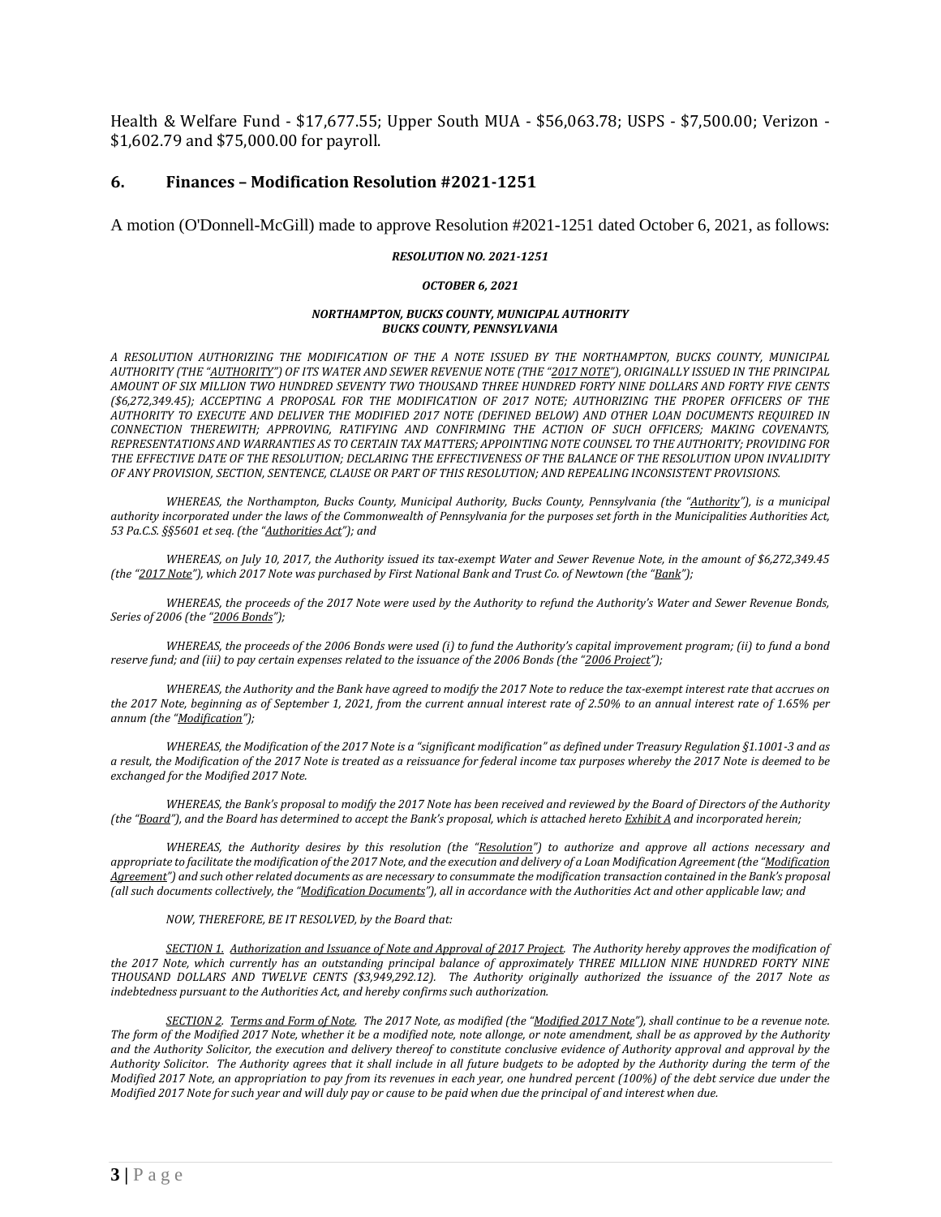Health & Welfare Fund - $17,677.55; Upper South MUA - $56,063.78; USPS - $7,500.00; Verizon - $1,602.79 and $75,000.00 for payroll.

## 6. Finances – Modification Resolution #2021-1251

A motion (O'Donnell-McGill) made to approve Resolution #2021-1251 dated October 6, 2021, as follows:

***RESOLUTION NO. 2021-1251***

***OCTOBER 6, 2021***

***NORTHAMPTON, BUCKS COUNTY, MUNICIPAL AUTHORITY***
***BUCKS COUNTY, PENNSYLVANIA***

*A RESOLUTION AUTHORIZING THE MODIFICATION OF THE A NOTE ISSUED BY THE NORTHAMPTON, BUCKS COUNTY, MUNICIPAL AUTHORITY (THE "AUTHORITY") OF ITS WATER AND SEWER REVENUE NOTE (THE "2017 NOTE"), ORIGINALLY ISSUED IN THE PRINCIPAL AMOUNT OF SIX MILLION TWO HUNDRED SEVENTY TWO THOUSAND THREE HUNDRED FORTY NINE DOLLARS AND FORTY FIVE CENTS ($6,272,349.45); ACCEPTING A PROPOSAL FOR THE MODIFICATION OF 2017 NOTE; AUTHORIZING THE PROPER OFFICERS OF THE AUTHORITY TO EXECUTE AND DELIVER THE MODIFIED 2017 NOTE (DEFINED BELOW) AND OTHER LOAN DOCUMENTS REQUIRED IN CONNECTION THEREWITH; APPROVING, RATIFYING AND CONFIRMING THE ACTION OF SUCH OFFICERS; MAKING COVENANTS, REPRESENTATIONS AND WARRANTIES AS TO CERTAIN TAX MATTERS; APPOINTING NOTE COUNSEL TO THE AUTHORITY; PROVIDING FOR THE EFFECTIVE DATE OF THE RESOLUTION; DECLARING THE EFFECTIVENESS OF THE BALANCE OF THE RESOLUTION UPON INVALIDITY OF ANY PROVISION, SECTION, SENTENCE, CLAUSE OR PART OF THIS RESOLUTION; AND REPEALING INCONSISTENT PROVISIONS.*

*WHEREAS, the Northampton, Bucks County, Municipal Authority, Bucks County, Pennsylvania (the "Authority"), is a municipal authority incorporated under the laws of the Commonwealth of Pennsylvania for the purposes set forth in the Municipalities Authorities Act, 53 Pa.C.S. §§5601 et seq. (the "Authorities Act"); and*

*WHEREAS, on July 10, 2017, the Authority issued its tax-exempt Water and Sewer Revenue Note, in the amount of $6,272,349.45 (the "2017 Note"), which 2017 Note was purchased by First National Bank and Trust Co. of Newtown (the "Bank");*

*WHEREAS, the proceeds of the 2017 Note were used by the Authority to refund the Authority's Water and Sewer Revenue Bonds, Series of 2006 (the "2006 Bonds");*

*WHEREAS, the proceeds of the 2006 Bonds were used (i) to fund the Authority's capital improvement program; (ii) to fund a bond reserve fund; and (iii) to pay certain expenses related to the issuance of the 2006 Bonds (the "2006 Project");*

*WHEREAS, the Authority and the Bank have agreed to modify the 2017 Note to reduce the tax-exempt interest rate that accrues on the 2017 Note, beginning as of September 1, 2021, from the current annual interest rate of 2.50% to an annual interest rate of 1.65% per annum (the "Modification");*

*WHEREAS, the Modification of the 2017 Note is a "significant modification" as defined under Treasury Regulation §1.1001-3 and as a result, the Modification of the 2017 Note is treated as a reissuance for federal income tax purposes whereby the 2017 Note is deemed to be exchanged for the Modified 2017 Note.*

*WHEREAS, the Bank's proposal to modify the 2017 Note has been received and reviewed by the Board of Directors of the Authority (the "Board"), and the Board has determined to accept the Bank's proposal, which is attached hereto Exhibit A and incorporated herein;*

*WHEREAS, the Authority desires by this resolution (the "Resolution") to authorize and approve all actions necessary and appropriate to facilitate the modification of the 2017 Note, and the execution and delivery of a Loan Modification Agreement (the "Modification Agreement") and such other related documents as are necessary to consummate the modification transaction contained in the Bank's proposal (all such documents collectively, the "Modification Documents"), all in accordance with the Authorities Act and other applicable law; and*

*NOW, THEREFORE, BE IT RESOLVED, by the Board that:*

*SECTION 1. Authorization and Issuance of Note and Approval of 2017 Project. The Authority hereby approves the modification of the 2017 Note, which currently has an outstanding principal balance of approximately THREE MILLION NINE HUNDRED FORTY NINE THOUSAND DOLLARS AND TWELVE CENTS ($3,949,292.12). The Authority originally authorized the issuance of the 2017 Note as indebtedness pursuant to the Authorities Act, and hereby confirms such authorization.*

*SECTION 2. Terms and Form of Note. The 2017 Note, as modified (the "Modified 2017 Note"), shall continue to be a revenue note. The form of the Modified 2017 Note, whether it be a modified note, note allonge, or note amendment, shall be as approved by the Authority and the Authority Solicitor, the execution and delivery thereof to constitute conclusive evidence of Authority approval and approval by the Authority Solicitor. The Authority agrees that it shall include in all future budgets to be adopted by the Authority during the term of the Modified 2017 Note, an appropriation to pay from its revenues in each year, one hundred percent (100%) of the debt service due under the Modified 2017 Note for such year and will duly pay or cause to be paid when due the principal of and interest when due.*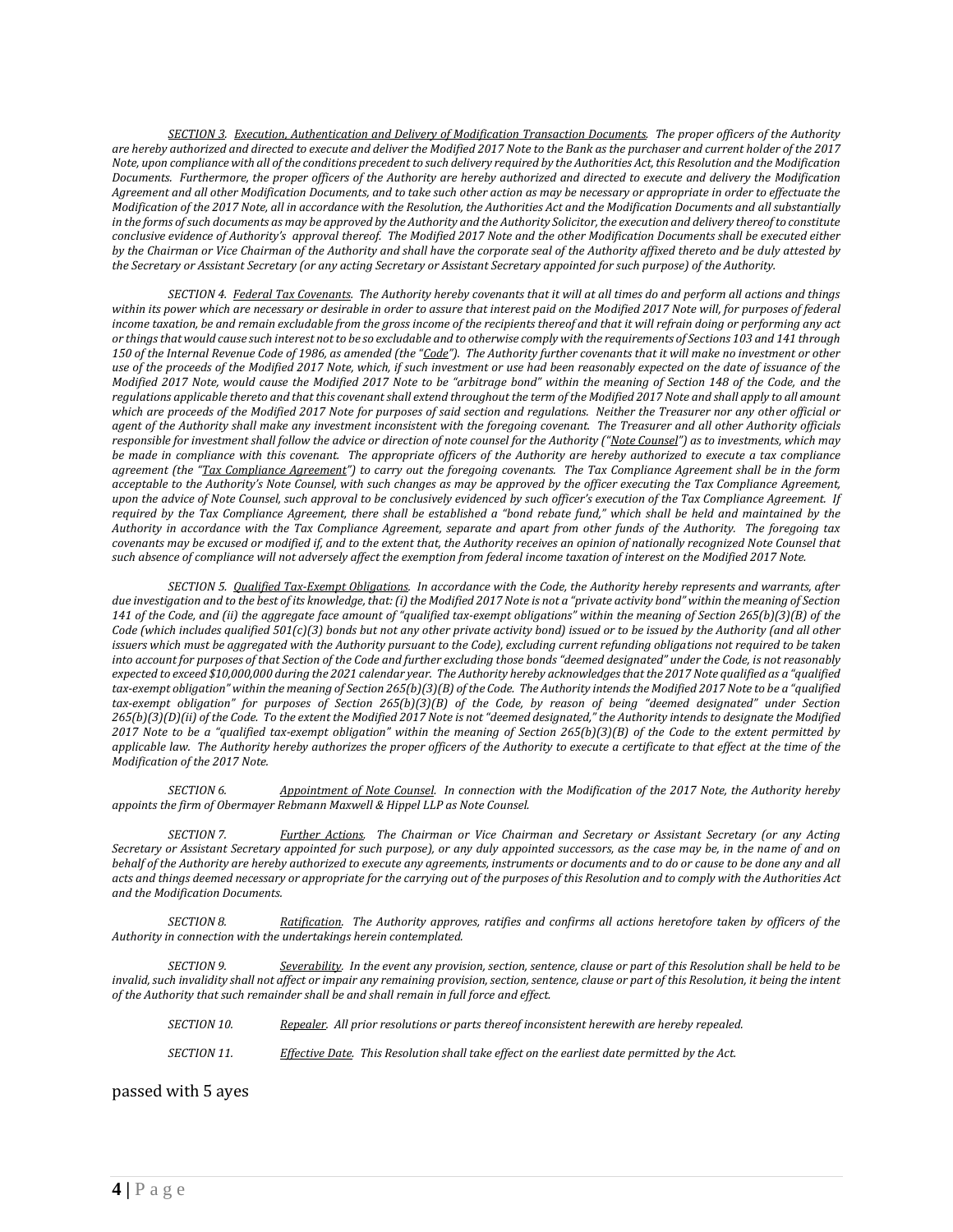*SECTION 3. <u>Execution, Authentication and Delivery of Modification Transaction Documents</u>. The proper officers of the Authority are hereby authorized and directed to execute and deliver the Modified 2017 Note to the Bank as the purchaser and current holder of the 2017 Note, upon compliance with all of the conditions precedent to such delivery required by the Authorities Act, this Resolution and the Modification Documents. Furthermore, the proper officers of the Authority are hereby authorized and directed to execute and delivery the Modification Agreement and all other Modification Documents, and to take such other action as may be necessary or appropriate in order to effectuate the Modification of the 2017 Note, all in accordance with the Resolution, the Authorities Act and the Modification Documents and all substantially in the forms of such documents as may be approved by the Authority and the Authority Solicitor, the execution and delivery thereof to constitute conclusive evidence of Authority's approval thereof. The Modified 2017 Note and the other Modification Documents shall be executed either by the Chairman or Vice Chairman of the Authority and shall have the corporate seal of the Authority affixed thereto and be duly attested by the Secretary or Assistant Secretary (or any acting Secretary or Assistant Secretary appointed for such purpose) of the Authority.*

*SECTION 4. <u>Federal Tax Covenants</u>. The Authority hereby covenants that it will at all times do and perform all actions and things within its power which are necessary or desirable in order to assure that interest paid on the Modified 2017 Note will, for purposes of federal income taxation, be and remain excludable from the gross income of the recipients thereof and that it will refrain doing or performing any act or things that would cause such interest not to be so excludable and to otherwise comply with the requirements of Sections 103 and 141 through 150 of the Internal Revenue Code of 1986, as amended (the "<u>Code</u>"). The Authority further covenants that it will make no investment or other use of the proceeds of the Modified 2017 Note, which, if such investment or use had been reasonably expected on the date of issuance of the Modified 2017 Note, would cause the Modified 2017 Note to be "arbitrage bond" within the meaning of Section 148 of the Code, and the regulations applicable thereto and that this covenant shall extend throughout the term of the Modified 2017 Note and shall apply to all amount which are proceeds of the Modified 2017 Note for purposes of said section and regulations. Neither the Treasurer nor any other official or agent of the Authority shall make any investment inconsistent with the foregoing covenant. The Treasurer and all other Authority officials responsible for investment shall follow the advice or direction of note counsel for the Authority ("<u>Note Counsel</u>") as to investments, which may be made in compliance with this covenant. The appropriate officers of the Authority are hereby authorized to execute a tax compliance agreement (the "<u>Tax Compliance Agreement</u>") to carry out the foregoing covenants. The Tax Compliance Agreement shall be in the form acceptable to the Authority's Note Counsel, with such changes as may be approved by the officer executing the Tax Compliance Agreement, upon the advice of Note Counsel, such approval to be conclusively evidenced by such officer's execution of the Tax Compliance Agreement. If required by the Tax Compliance Agreement, there shall be established a "bond rebate fund," which shall be held and maintained by the Authority in accordance with the Tax Compliance Agreement, separate and apart from other funds of the Authority. The foregoing tax covenants may be excused or modified if, and to the extent that, the Authority receives an opinion of nationally recognized Note Counsel that such absence of compliance will not adversely affect the exemption from federal income taxation of interest on the Modified 2017 Note.*

*SECTION 5. <u>Qualified Tax-Exempt Obligations</u>. In accordance with the Code, the Authority hereby represents and warrants, after due investigation and to the best of its knowledge, that: (i) the Modified 2017 Note is not a "private activity bond" within the meaning of Section 141 of the Code, and (ii) the aggregate face amount of "qualified tax-exempt obligations" within the meaning of Section 265(b)(3)(B) of the Code (which includes qualified 501(c)(3) bonds but not any other private activity bond) issued or to be issued by the Authority (and all other issuers which must be aggregated with the Authority pursuant to the Code), excluding current refunding obligations not required to be taken into account for purposes of that Section of the Code and further excluding those bonds "deemed designated" under the Code, is not reasonably expected to exceed $10,000,000 during the 2021 calendar year. The Authority hereby acknowledges that the 2017 Note qualified as a "qualified tax-exempt obligation" within the meaning of Section 265(b)(3)(B) of the Code. The Authority intends the Modified 2017 Note to be a "qualified tax-exempt obligation" for purposes of Section 265(b)(3)(B) of the Code, by reason of being "deemed designated" under Section 265(b)(3)(D)(ii) of the Code. To the extent the Modified 2017 Note is not "deemed designated," the Authority intends to designate the Modified 2017 Note to be a "qualified tax-exempt obligation" within the meaning of Section 265(b)(3)(B) of the Code to the extent permitted by applicable law. The Authority hereby authorizes the proper officers of the Authority to execute a certificate to that effect at the time of the Modification of the 2017 Note.*

*SECTION 6. <u>Appointment of Note Counsel</u>. In connection with the Modification of the 2017 Note, the Authority hereby appoints the firm of Obermayer Rebmann Maxwell & Hippel LLP as Note Counsel.*

*SECTION 7. <u>Further Actions</u>. The Chairman or Vice Chairman and Secretary or Assistant Secretary (or any Acting Secretary or Assistant Secretary appointed for such purpose), or any duly appointed successors, as the case may be, in the name of and on behalf of the Authority are hereby authorized to execute any agreements, instruments or documents and to do or cause to be done any and all acts and things deemed necessary or appropriate for the carrying out of the purposes of this Resolution and to comply with the Authorities Act and the Modification Documents.*

*SECTION 8. <u>Ratification</u>. The Authority approves, ratifies and confirms all actions heretofore taken by officers of the Authority in connection with the undertakings herein contemplated.*

*SECTION 9. <u>Severability</u>. In the event any provision, section, sentence, clause or part of this Resolution shall be held to be invalid, such invalidity shall not affect or impair any remaining provision, section, sentence, clause or part of this Resolution, it being the intent of the Authority that such remainder shall be and shall remain in full force and effect.*

*SECTION 10. <u>Repealer</u>. All prior resolutions or parts thereof inconsistent herewith are hereby repealed.*

*SECTION 11. <u>Effective Date</u>. This Resolution shall take effect on the earliest date permitted by the Act.*

passed with 5 ayes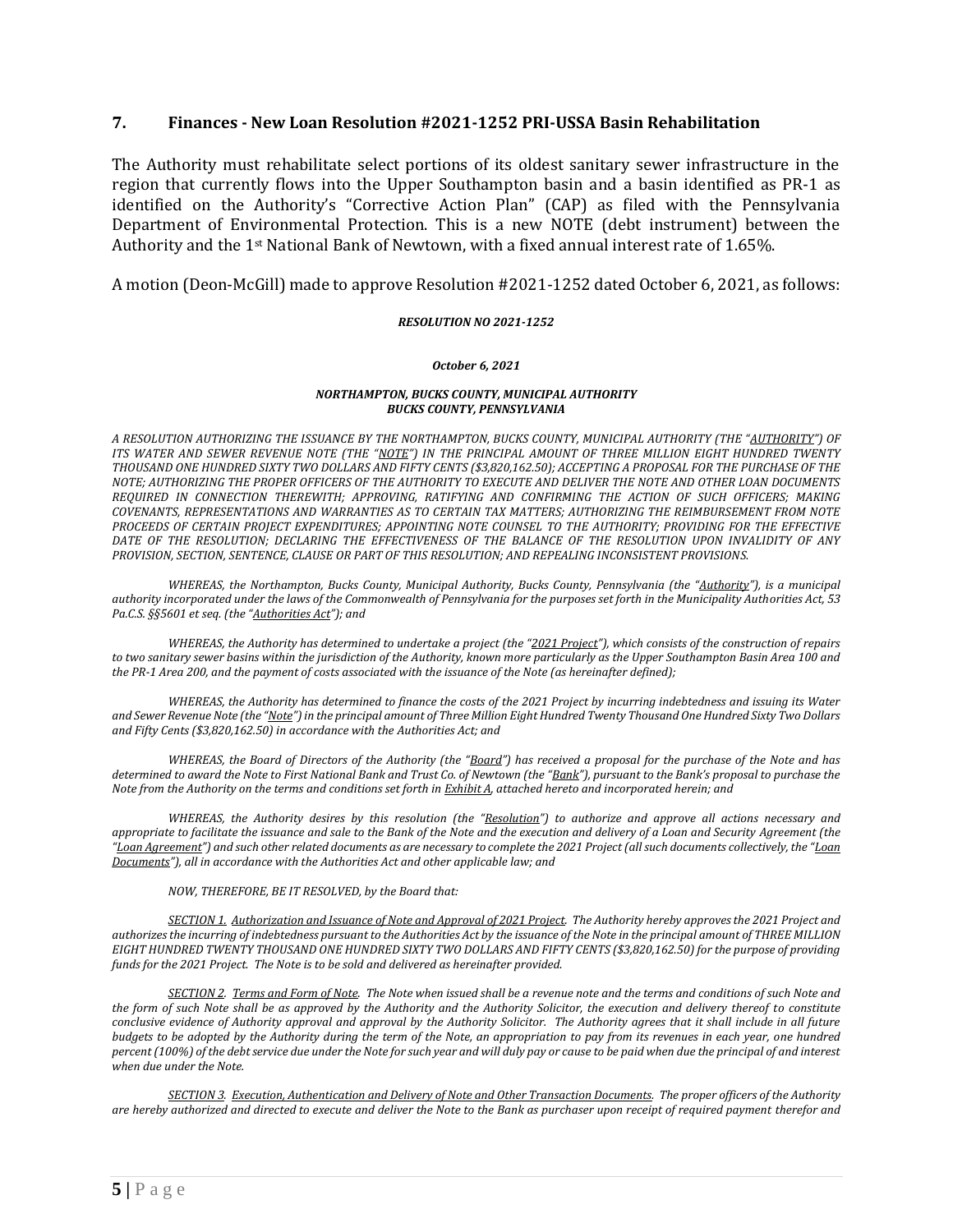## 7. Finances - New Loan Resolution #2021-1252 PRI-USSA Basin Rehabilitation

The Authority must rehabilitate select portions of its oldest sanitary sewer infrastructure in the region that currently flows into the Upper Southampton basin and a basin identified as PR-1 as identified on the Authority's "Corrective Action Plan" (CAP) as filed with the Pennsylvania Department of Environmental Protection. This is a new NOTE (debt instrument) between the Authority and the 1st National Bank of Newtown, with a fixed annual interest rate of 1.65%.

A motion (Deon-McGill) made to approve Resolution #2021-1252 dated October 6, 2021, as follows:

***RESOLUTION NO 2021-1252***

***October 6, 2021***

***NORTHAMPTON, BUCKS COUNTY, MUNICIPAL AUTHORITY***
***BUCKS COUNTY, PENNSYLVANIA***

*A RESOLUTION AUTHORIZING THE ISSUANCE BY THE NORTHAMPTON, BUCKS COUNTY, MUNICIPAL AUTHORITY (THE "AUTHORITY") OF ITS WATER AND SEWER REVENUE NOTE (THE "NOTE") IN THE PRINCIPAL AMOUNT OF THREE MILLION EIGHT HUNDRED TWENTY THOUSAND ONE HUNDRED SIXTY TWO DOLLARS AND FIFTY CENTS ($3,820,162.50); ACCEPTING A PROPOSAL FOR THE PURCHASE OF THE NOTE; AUTHORIZING THE PROPER OFFICERS OF THE AUTHORITY TO EXECUTE AND DELIVER THE NOTE AND OTHER LOAN DOCUMENTS REQUIRED IN CONNECTION THEREWITH; APPROVING, RATIFYING AND CONFIRMING THE ACTION OF SUCH OFFICERS; MAKING COVENANTS, REPRESENTATIONS AND WARRANTIES AS TO CERTAIN TAX MATTERS; AUTHORIZING THE REIMBURSEMENT FROM NOTE PROCEEDS OF CERTAIN PROJECT EXPENDITURES; APPOINTING NOTE COUNSEL TO THE AUTHORITY; PROVIDING FOR THE EFFECTIVE DATE OF THE RESOLUTION; DECLARING THE EFFECTIVENESS OF THE BALANCE OF THE RESOLUTION UPON INVALIDITY OF ANY PROVISION, SECTION, SENTENCE, CLAUSE OR PART OF THIS RESOLUTION; AND REPEALING INCONSISTENT PROVISIONS.*

*WHEREAS, the Northampton, Bucks County, Municipal Authority, Bucks County, Pennsylvania (the "Authority"), is a municipal authority incorporated under the laws of the Commonwealth of Pennsylvania for the purposes set forth in the Municipality Authorities Act, 53 Pa.C.S. §§5601 et seq. (the "Authorities Act"); and*

*WHEREAS, the Authority has determined to undertake a project (the "2021 Project"), which consists of the construction of repairs to two sanitary sewer basins within the jurisdiction of the Authority, known more particularly as the Upper Southampton Basin Area 100 and the PR-1 Area 200, and the payment of costs associated with the issuance of the Note (as hereinafter defined);*

*WHEREAS, the Authority has determined to finance the costs of the 2021 Project by incurring indebtedness and issuing its Water and Sewer Revenue Note (the "Note") in the principal amount of Three Million Eight Hundred Twenty Thousand One Hundred Sixty Two Dollars and Fifty Cents ($3,820,162.50) in accordance with the Authorities Act; and*

*WHEREAS, the Board of Directors of the Authority (the "Board") has received a proposal for the purchase of the Note and has determined to award the Note to First National Bank and Trust Co. of Newtown (the "Bank"), pursuant to the Bank's proposal to purchase the Note from the Authority on the terms and conditions set forth in Exhibit A, attached hereto and incorporated herein; and*

*WHEREAS, the Authority desires by this resolution (the "Resolution") to authorize and approve all actions necessary and appropriate to facilitate the issuance and sale to the Bank of the Note and the execution and delivery of a Loan and Security Agreement (the "Loan Agreement") and such other related documents as are necessary to complete the 2021 Project (all such documents collectively, the "Loan Documents"), all in accordance with the Authorities Act and other applicable law; and*

*NOW, THEREFORE, BE IT RESOLVED, by the Board that:*

*SECTION 1. Authorization and Issuance of Note and Approval of 2021 Project. The Authority hereby approves the 2021 Project and authorizes the incurring of indebtedness pursuant to the Authorities Act by the issuance of the Note in the principal amount of THREE MILLION EIGHT HUNDRED TWENTY THOUSAND ONE HUNDRED SIXTY TWO DOLLARS AND FIFTY CENTS ($3,820,162.50) for the purpose of providing funds for the 2021 Project. The Note is to be sold and delivered as hereinafter provided.*

*SECTION 2. Terms and Form of Note. The Note when issued shall be a revenue note and the terms and conditions of such Note and the form of such Note shall be as approved by the Authority and the Authority Solicitor, the execution and delivery thereof to constitute conclusive evidence of Authority approval and approval by the Authority Solicitor. The Authority agrees that it shall include in all future budgets to be adopted by the Authority during the term of the Note, an appropriation to pay from its revenues in each year, one hundred percent (100%) of the debt service due under the Note for such year and will duly pay or cause to be paid when due the principal of and interest when due under the Note.*

*SECTION 3. Execution, Authentication and Delivery of Note and Other Transaction Documents. The proper officers of the Authority are hereby authorized and directed to execute and deliver the Note to the Bank as purchaser upon receipt of required payment therefor and*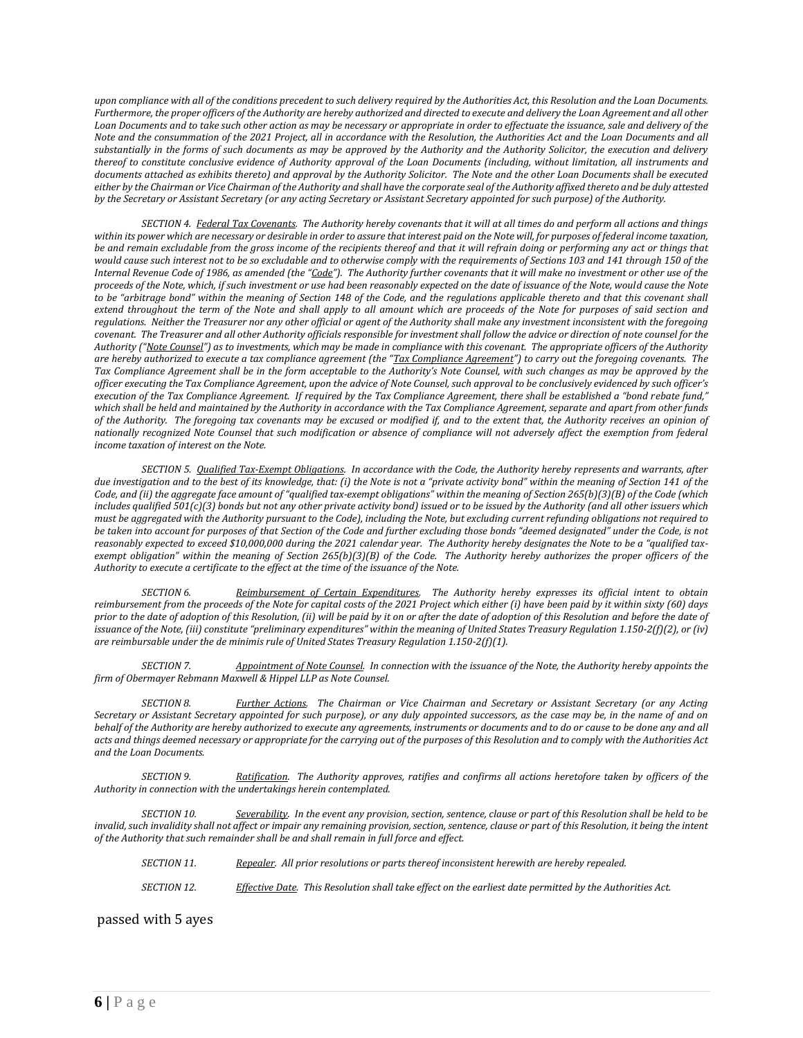*upon compliance with all of the conditions precedent to such delivery required by the Authorities Act, this Resolution and the Loan Documents. Furthermore, the proper officers of the Authority are hereby authorized and directed to execute and delivery the Loan Agreement and all other Loan Documents and to take such other action as may be necessary or appropriate in order to effectuate the issuance, sale and delivery of the Note and the consummation of the 2021 Project, all in accordance with the Resolution, the Authorities Act and the Loan Documents and all substantially in the forms of such documents as may be approved by the Authority and the Authority Solicitor, the execution and delivery thereof to constitute conclusive evidence of Authority approval of the Loan Documents (including, without limitation, all instruments and documents attached as exhibits thereto) and approval by the Authority Solicitor. The Note and the other Loan Documents shall be executed either by the Chairman or Vice Chairman of the Authority and shall have the corporate seal of the Authority affixed thereto and be duly attested by the Secretary or Assistant Secretary (or any acting Secretary or Assistant Secretary appointed for such purpose) of the Authority.*

*SECTION 4. <u>Federal Tax Covenants</u>. The Authority hereby covenants that it will at all times do and perform all actions and things within its power which are necessary or desirable in order to assure that interest paid on the Note will, for purposes of federal income taxation, be and remain excludable from the gross income of the recipients thereof and that it will refrain doing or performing any act or things that would cause such interest not to be so excludable and to otherwise comply with the requirements of Sections 103 and 141 through 150 of the Internal Revenue Code of 1986, as amended (the "<u>Code</u>"). The Authority further covenants that it will make no investment or other use of the proceeds of the Note, which, if such investment or use had been reasonably expected on the date of issuance of the Note, would cause the Note to be "arbitrage bond" within the meaning of Section 148 of the Code, and the regulations applicable thereto and that this covenant shall extend throughout the term of the Note and shall apply to all amount which are proceeds of the Note for purposes of said section and regulations. Neither the Treasurer nor any other official or agent of the Authority shall make any investment inconsistent with the foregoing covenant. The Treasurer and all other Authority officials responsible for investment shall follow the advice or direction of note counsel for the Authority ("<u>Note Counsel</u>") as to investments, which may be made in compliance with this covenant. The appropriate officers of the Authority are hereby authorized to execute a tax compliance agreement (the "<u>Tax Compliance Agreement</u>") to carry out the foregoing covenants. The Tax Compliance Agreement shall be in the form acceptable to the Authority's Note Counsel, with such changes as may be approved by the officer executing the Tax Compliance Agreement, upon the advice of Note Counsel, such approval to be conclusively evidenced by such officer's execution of the Tax Compliance Agreement. If required by the Tax Compliance Agreement, there shall be established a "bond rebate fund," which shall be held and maintained by the Authority in accordance with the Tax Compliance Agreement, separate and apart from other funds of the Authority. The foregoing tax covenants may be excused or modified if, and to the extent that, the Authority receives an opinion of nationally recognized Note Counsel that such modification or absence of compliance will not adversely affect the exemption from federal income taxation of interest on the Note.*

*SECTION 5. <u>Qualified Tax-Exempt Obligations</u>. In accordance with the Code, the Authority hereby represents and warrants, after due investigation and to the best of its knowledge, that: (i) the Note is not a "private activity bond" within the meaning of Section 141 of the Code, and (ii) the aggregate face amount of "qualified tax-exempt obligations" within the meaning of Section 265(b)(3)(B) of the Code (which includes qualified 501(c)(3) bonds but not any other private activity bond) issued or to be issued by the Authority (and all other issuers which must be aggregated with the Authority pursuant to the Code), including the Note, but excluding current refunding obligations not required to be taken into account for purposes of that Section of the Code and further excluding those bonds "deemed designated" under the Code, is not reasonably expected to exceed $10,000,000 during the 2021 calendar year. The Authority hereby designates the Note to be a "qualified tax-exempt obligation" within the meaning of Section 265(b)(3)(B) of the Code. The Authority hereby authorizes the proper officers of the Authority to execute a certificate to the effect at the time of the issuance of the Note.*

*SECTION 6. <u>Reimbursement of Certain Expenditures</u>. The Authority hereby expresses its official intent to obtain reimbursement from the proceeds of the Note for capital costs of the 2021 Project which either (i) have been paid by it within sixty (60) days prior to the date of adoption of this Resolution, (ii) will be paid by it on or after the date of adoption of this Resolution and before the date of issuance of the Note, (iii) constitute "preliminary expenditures" within the meaning of United States Treasury Regulation 1.150-2(f)(2), or (iv) are reimbursable under the de minimis rule of United States Treasury Regulation 1.150-2(f)(1).*

*SECTION 7. <u>Appointment of Note Counsel</u>. In connection with the issuance of the Note, the Authority hereby appoints the firm of Obermayer Rebmann Maxwell & Hippel LLP as Note Counsel.*

*SECTION 8. <u>Further Actions</u>. The Chairman or Vice Chairman and Secretary or Assistant Secretary (or any Acting Secretary or Assistant Secretary appointed for such purpose), or any duly appointed successors, as the case may be, in the name of and on behalf of the Authority are hereby authorized to execute any agreements, instruments or documents and to do or cause to be done any and all acts and things deemed necessary or appropriate for the carrying out of the purposes of this Resolution and to comply with the Authorities Act and the Loan Documents.*

*SECTION 9. <u>Ratification</u>. The Authority approves, ratifies and confirms all actions heretofore taken by officers of the Authority in connection with the undertakings herein contemplated.*

*SECTION 10. <u>Severability</u>. In the event any provision, section, sentence, clause or part of this Resolution shall be held to be invalid, such invalidity shall not affect or impair any remaining provision, section, sentence, clause or part of this Resolution, it being the intent of the Authority that such remainder shall be and shall remain in full force and effect.*

*SECTION 11. <u>Repealer</u>. All prior resolutions or parts thereof inconsistent herewith are hereby repealed.*

*SECTION 12. <u>Effective Date</u>. This Resolution shall take effect on the earliest date permitted by the Authorities Act.*

passed with 5 ayes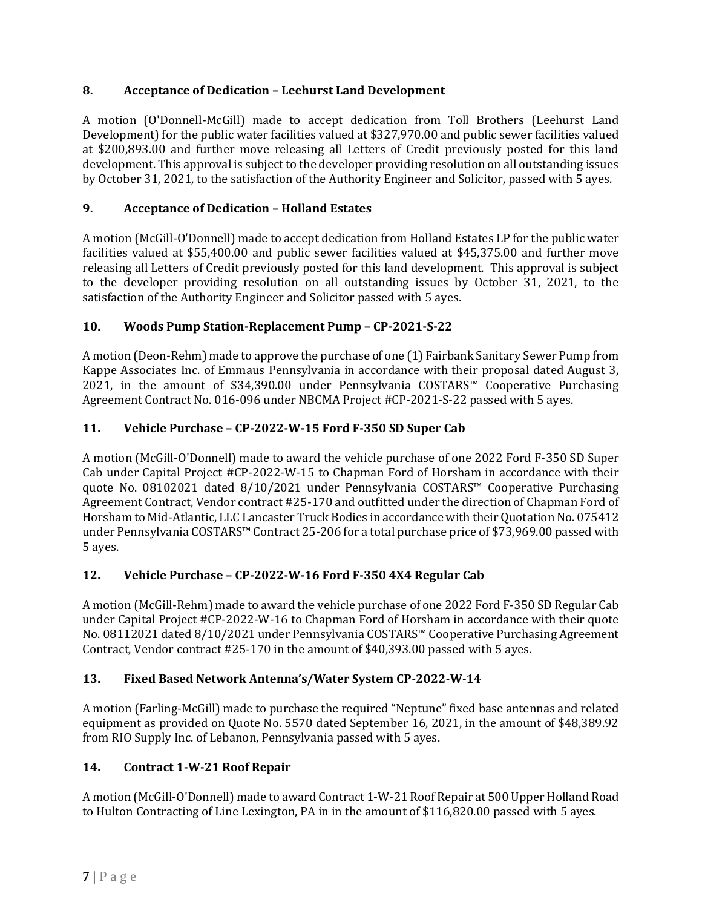**8. Acceptance of Dedication – Leehurst Land Development**

A motion (O'Donnell-McGill) made to accept dedication from Toll Brothers (Leehurst Land Development) for the public water facilities valued at $327,970.00 and public sewer facilities valued at $200,893.00 and further move releasing all Letters of Credit previously posted for this land development. This approval is subject to the developer providing resolution on all outstanding issues by October 31, 2021, to the satisfaction of the Authority Engineer and Solicitor, passed with 5 ayes.

**9. Acceptance of Dedication – Holland Estates**

A motion (McGill-O'Donnell) made to accept dedication from Holland Estates LP for the public water facilities valued at $55,400.00 and public sewer facilities valued at $45,375.00 and further move releasing all Letters of Credit previously posted for this land development. This approval is subject to the developer providing resolution on all outstanding issues by October 31, 2021, to the satisfaction of the Authority Engineer and Solicitor passed with 5 ayes.

**10. Woods Pump Station-Replacement Pump – CP-2021-S-22**

A motion (Deon-Rehm) made to approve the purchase of one (1) Fairbank Sanitary Sewer Pump from Kappe Associates Inc. of Emmaus Pennsylvania in accordance with their proposal dated August 3, 2021, in the amount of $34,390.00 under Pennsylvania COSTARS™ Cooperative Purchasing Agreement Contract No. 016-096 under NBCMA Project #CP-2021-S-22 passed with 5 ayes.

**11. Vehicle Purchase – CP-2022-W-15 Ford F-350 SD Super Cab**

A motion (McGill-O'Donnell) made to award the vehicle purchase of one 2022 Ford F-350 SD Super Cab under Capital Project #CP-2022-W-15 to Chapman Ford of Horsham in accordance with their quote No. 08102021 dated 8/10/2021 under Pennsylvania COSTARS™ Cooperative Purchasing Agreement Contract, Vendor contract #25-170 and outfitted under the direction of Chapman Ford of Horsham to Mid-Atlantic, LLC Lancaster Truck Bodies in accordance with their Quotation No. 075412 under Pennsylvania COSTARS™ Contract 25-206 for a total purchase price of $73,969.00 passed with 5 ayes.

**12. Vehicle Purchase – CP-2022-W-16 Ford F-350 4X4 Regular Cab**

A motion (McGill-Rehm) made to award the vehicle purchase of one 2022 Ford F-350 SD Regular Cab under Capital Project #CP-2022-W-16 to Chapman Ford of Horsham in accordance with their quote No. 08112021 dated 8/10/2021 under Pennsylvania COSTARS™ Cooperative Purchasing Agreement Contract, Vendor contract #25-170 in the amount of $40,393.00 passed with 5 ayes.

**13. Fixed Based Network Antenna's/Water System CP-2022-W-14**

A motion (Farling-McGill) made to purchase the required "Neptune" fixed base antennas and related equipment as provided on Quote No. 5570 dated September 16, 2021, in the amount of $48,389.92 from RIO Supply Inc. of Lebanon, Pennsylvania passed with 5 ayes.

**14. Contract 1-W-21 Roof Repair**

A motion (McGill-O'Donnell) made to award Contract 1-W-21 Roof Repair at 500 Upper Holland Road to Hulton Contracting of Line Lexington, PA in in the amount of $116,820.00 passed with 5 ayes.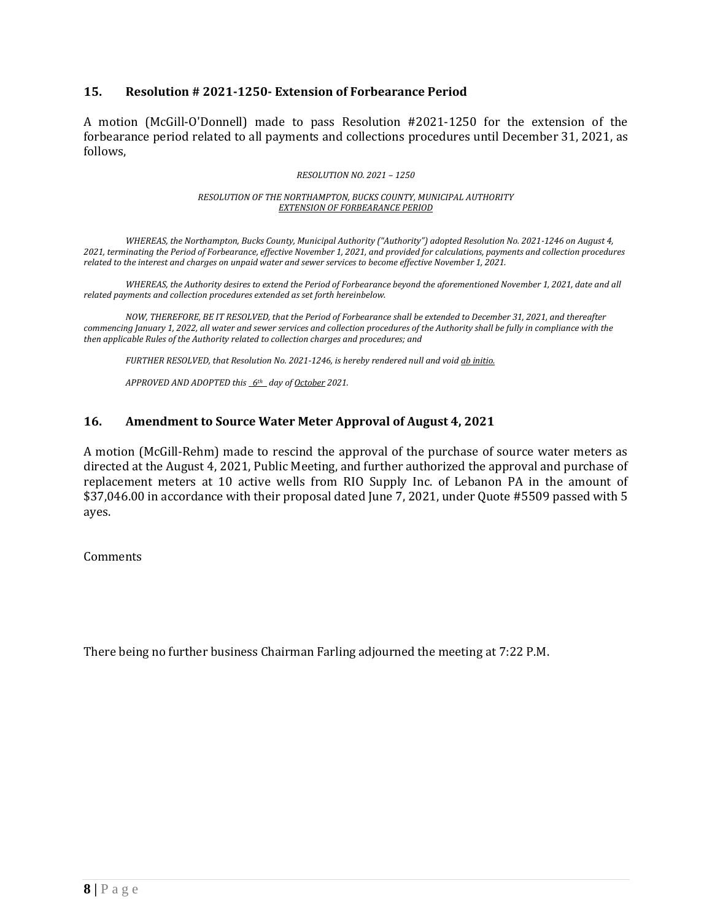## 15. Resolution # 2021-1250- Extension of Forbearance Period

A motion (McGill-O'Donnell) made to pass Resolution #2021-1250 for the extension of the forbearance period related to all payments and collections procedures until December 31, 2021, as follows,

*RESOLUTION NO. 2021 – 1250*

*RESOLUTION OF THE NORTHAMPTON, BUCKS COUNTY, MUNICIPAL AUTHORITY*
*EXTENSION OF FORBEARANCE PERIOD*

*WHEREAS, the Northampton, Bucks County, Municipal Authority ("Authority") adopted Resolution No. 2021-1246 on August 4, 2021, terminating the Period of Forbearance, effective November 1, 2021, and provided for calculations, payments and collection procedures related to the interest and charges on unpaid water and sewer services to become effective November 1, 2021.*

*WHEREAS, the Authority desires to extend the Period of Forbearance beyond the aforementioned November 1, 2021, date and all related payments and collection procedures extended as set forth hereinbelow.*

*NOW, THEREFORE, BE IT RESOLVED, that the Period of Forbearance shall be extended to December 31, 2021, and thereafter commencing January 1, 2022, all water and sewer services and collection procedures of the Authority shall be fully in compliance with the then applicable Rules of the Authority related to collection charges and procedures; and*

*FURTHER RESOLVED, that Resolution No. 2021-1246, is hereby rendered null and void ab initio.*

*APPROVED AND ADOPTED this 6th day of October 2021.*

## 16. Amendment to Source Water Meter Approval of August 4, 2021

A motion (McGill-Rehm) made to rescind the approval of the purchase of source water meters as directed at the August 4, 2021, Public Meeting, and further authorized the approval and purchase of replacement meters at 10 active wells from RIO Supply Inc. of Lebanon PA in the amount of $37,046.00 in accordance with their proposal dated June 7, 2021, under Quote #5509 passed with 5 ayes.

Comments

There being no further business Chairman Farling adjourned the meeting at 7:22 P.M.